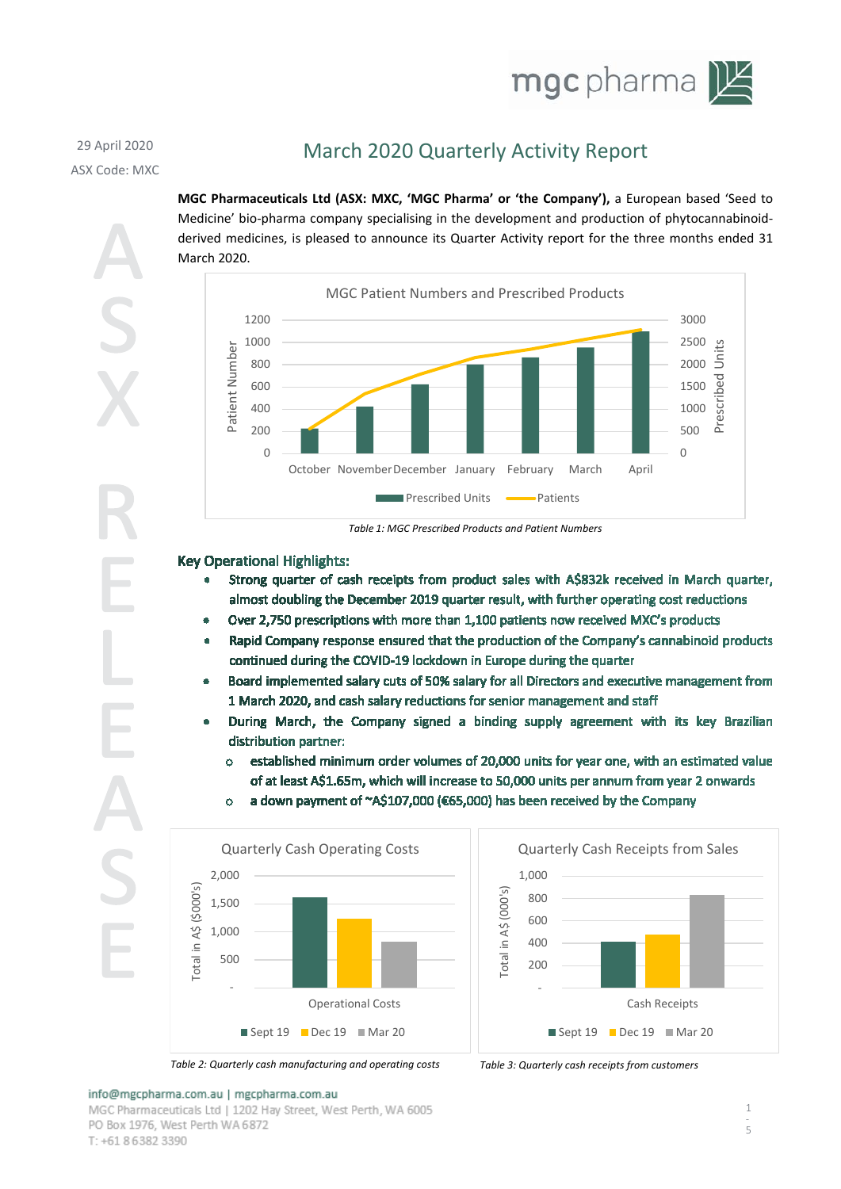29 April 2020

ASX Code: MXC

# March 2020 Quarterly Activity Report

**MGC Pharmaceuticals Ltd (ASX: MXC, 'MGC Pharma' or 'the Company'),** a European based 'Seed to Medicine' bio-pharma company specialising in the development and production of phytocannabinoid-derived medicines, is pleased to announce its Quarter Activity report for the three months ended 31 March 2020.

*Table 1: MGC Prescribed Products and Patient Numbers*

## Key Operational Highlights:

- Strong quarter of cash receipts from product sales with A$832k received in March quarter, almost doubling the December 2019 quarter result, with further operating cost reductions
- Over 2,750 prescriptions with more than 1,100 patients now received MXC's products
- Rapid Company response ensured that the production of the Company's cannabinoid products continued during the COVID-19 lockdown in Europe during the quarter
- Board implemented salary cuts of 50% salary for all Directors and executive management from 1 March 2020, and cash salary reductions for senior management and staff
- During March, the Company signed a binding supply agreement with its key Brazilian distribution partner:
  - established minimum order volumes of 20,000 units for year one, with an estimated value of at least A$1.65m, which will increase to 50,000 units per annum from year 2 onwards
  - a down payment of ~A$107,000 (€65,000) has been received by the Company

*Table 2: Quarterly cash manufacturing and operating costs*

*Table 3: Quarterly cash receipts from customers*

info@mgcpharma.com.au | mgcpharma.com.au
MGC Pharmaceuticals Ltd | 1202 Hay Street, West Perth, WA 6005
PO Box 1976, West Perth WA 6872
T: +61 8 6382 3390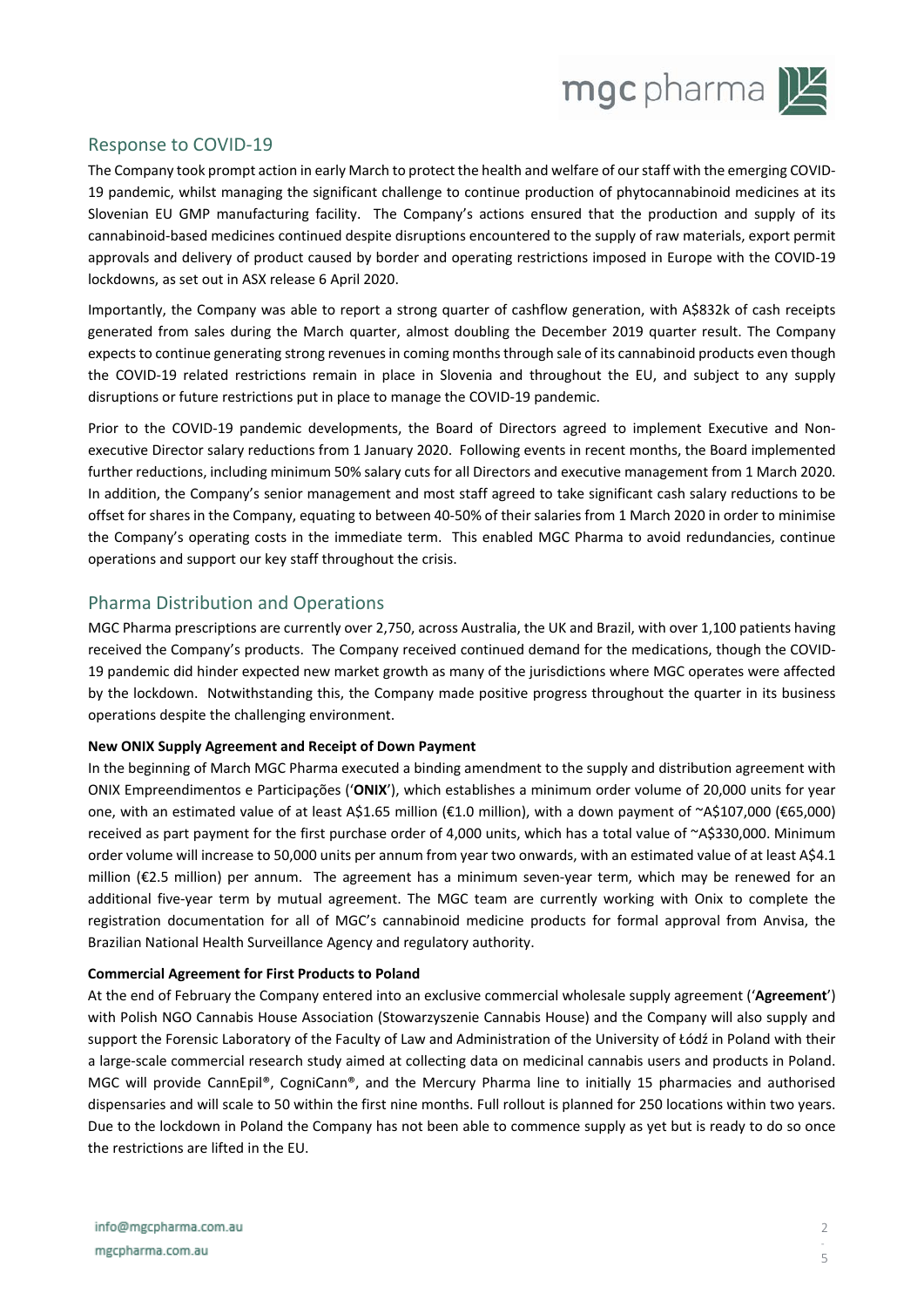## Response to COVID-19

The Company took prompt action in early March to protect the health and welfare of our staff with the emerging COVID-19 pandemic, whilst managing the significant challenge to continue production of phytocannabinoid medicines at its Slovenian EU GMP manufacturing facility. The Company's actions ensured that the production and supply of its cannabinoid-based medicines continued despite disruptions encountered to the supply of raw materials, export permit approvals and delivery of product caused by border and operating restrictions imposed in Europe with the COVID-19 lockdowns, as set out in ASX release 6 April 2020.

Importantly, the Company was able to report a strong quarter of cashflow generation, with A$832k of cash receipts generated from sales during the March quarter, almost doubling the December 2019 quarter result. The Company expects to continue generating strong revenues in coming months through sale of its cannabinoid products even though the COVID-19 related restrictions remain in place in Slovenia and throughout the EU, and subject to any supply disruptions or future restrictions put in place to manage the COVID-19 pandemic.

Prior to the COVID-19 pandemic developments, the Board of Directors agreed to implement Executive and Non-executive Director salary reductions from 1 January 2020. Following events in recent months, the Board implemented further reductions, including minimum 50% salary cuts for all Directors and executive management from 1 March 2020. In addition, the Company's senior management and most staff agreed to take significant cash salary reductions to be offset for shares in the Company, equating to between 40-50% of their salaries from 1 March 2020 in order to minimise the Company's operating costs in the immediate term. This enabled MGC Pharma to avoid redundancies, continue operations and support our key staff throughout the crisis.

## Pharma Distribution and Operations

MGC Pharma prescriptions are currently over 2,750, across Australia, the UK and Brazil, with over 1,100 patients having received the Company's products. The Company received continued demand for the medications, though the COVID-19 pandemic did hinder expected new market growth as many of the jurisdictions where MGC operates were affected by the lockdown. Notwithstanding this, the Company made positive progress throughout the quarter in its business operations despite the challenging environment.

**New ONIX Supply Agreement and Receipt of Down Payment**

In the beginning of March MGC Pharma executed a binding amendment to the supply and distribution agreement with ONIX Empreendimentos e Participações ('**ONIX**'), which establishes a minimum order volume of 20,000 units for year one, with an estimated value of at least A$1.65 million (€1.0 million), with a down payment of ~A$107,000 (€65,000) received as part payment for the first purchase order of 4,000 units, which has a total value of ~A$330,000. Minimum order volume will increase to 50,000 units per annum from year two onwards, with an estimated value of at least A$4.1 million (€2.5 million) per annum. The agreement has a minimum seven-year term, which may be renewed for an additional five-year term by mutual agreement. The MGC team are currently working with Onix to complete the registration documentation for all of MGC's cannabinoid medicine products for formal approval from Anvisa, the Brazilian National Health Surveillance Agency and regulatory authority.

**Commercial Agreement for First Products to Poland**

At the end of February the Company entered into an exclusive commercial wholesale supply agreement ('**Agreement**') with Polish NGO Cannabis House Association (Stowarzyszenie Cannabis House) and the Company will also supply and support the Forensic Laboratory of the Faculty of Law and Administration of the University of Łódź in Poland with their a large-scale commercial research study aimed at collecting data on medicinal cannabis users and products in Poland. MGC will provide CannEpil®, CogniCann®, and the Mercury Pharma line to initially 15 pharmacies and authorised dispensaries and will scale to 50 within the first nine months. Full rollout is planned for 250 locations within two years. Due to the lockdown in Poland the Company has not been able to commence supply as yet but is ready to do so once the restrictions are lifted in the EU.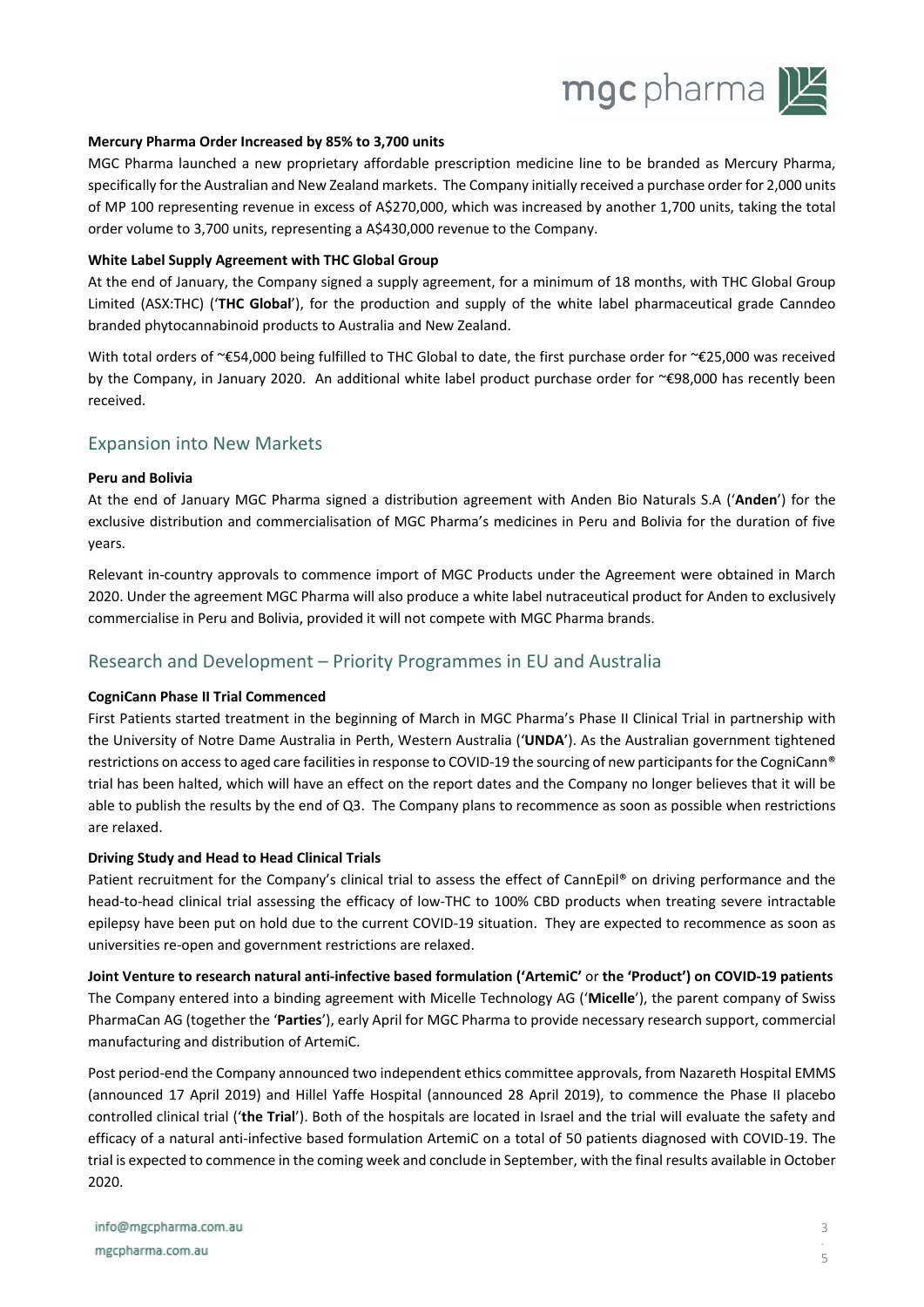**Mercury Pharma Order Increased by 85% to 3,700 units**

MGC Pharma launched a new proprietary affordable prescription medicine line to be branded as Mercury Pharma, specifically for the Australian and New Zealand markets. The Company initially received a purchase order for 2,000 units of MP 100 representing revenue in excess of A$270,000, which was increased by another 1,700 units, taking the total order volume to 3,700 units, representing a A$430,000 revenue to the Company.

**White Label Supply Agreement with THC Global Group**

At the end of January, the Company signed a supply agreement, for a minimum of 18 months, with THC Global Group Limited (ASX:THC) ('**THC Global**'), for the production and supply of the white label pharmaceutical grade Canndeo branded phytocannabinoid products to Australia and New Zealand.

With total orders of ~€54,000 being fulfilled to THC Global to date, the first purchase order for ~€25,000 was received by the Company, in January 2020. An additional white label product purchase order for ~€98,000 has recently been received.

## Expansion into New Markets

**Peru and Bolivia**

At the end of January MGC Pharma signed a distribution agreement with Anden Bio Naturals S.A ('**Anden**') for the exclusive distribution and commercialisation of MGC Pharma's medicines in Peru and Bolivia for the duration of five years.

Relevant in-country approvals to commence import of MGC Products under the Agreement were obtained in March 2020. Under the agreement MGC Pharma will also produce a white label nutraceutical product for Anden to exclusively commercialise in Peru and Bolivia, provided it will not compete with MGC Pharma brands.

## Research and Development – Priority Programmes in EU and Australia

**CogniCann Phase II Trial Commenced**

First Patients started treatment in the beginning of March in MGC Pharma's Phase II Clinical Trial in partnership with the University of Notre Dame Australia in Perth, Western Australia ('**UNDA**'). As the Australian government tightened restrictions on access to aged care facilities in response to COVID-19 the sourcing of new participants for the CogniCann® trial has been halted, which will have an effect on the report dates and the Company no longer believes that it will be able to publish the results by the end of Q3. The Company plans to recommence as soon as possible when restrictions are relaxed.

**Driving Study and Head to Head Clinical Trials**

Patient recruitment for the Company's clinical trial to assess the effect of CannEpil® on driving performance and the head-to-head clinical trial assessing the efficacy of low-THC to 100% CBD products when treating severe intractable epilepsy have been put on hold due to the current COVID-19 situation. They are expected to recommence as soon as universities re-open and government restrictions are relaxed.

**Joint Venture to research natural anti-infective based formulation ('ArtemiC'** or **the 'Product') on COVID-19 patients**

The Company entered into a binding agreement with Micelle Technology AG ('**Micelle**'), the parent company of Swiss PharmaCan AG (together the '**Parties**'), early April for MGC Pharma to provide necessary research support, commercial manufacturing and distribution of ArtemiC.

Post period-end the Company announced two independent ethics committee approvals, from Nazareth Hospital EMMS (announced 17 April 2019) and Hillel Yaffe Hospital (announced 28 April 2019), to commence the Phase II placebo controlled clinical trial ('**the Trial**'). Both of the hospitals are located in Israel and the trial will evaluate the safety and efficacy of a natural anti-infective based formulation ArtemiC on a total of 50 patients diagnosed with COVID-19. The trial is expected to commence in the coming week and conclude in September, with the final results available in October 2020.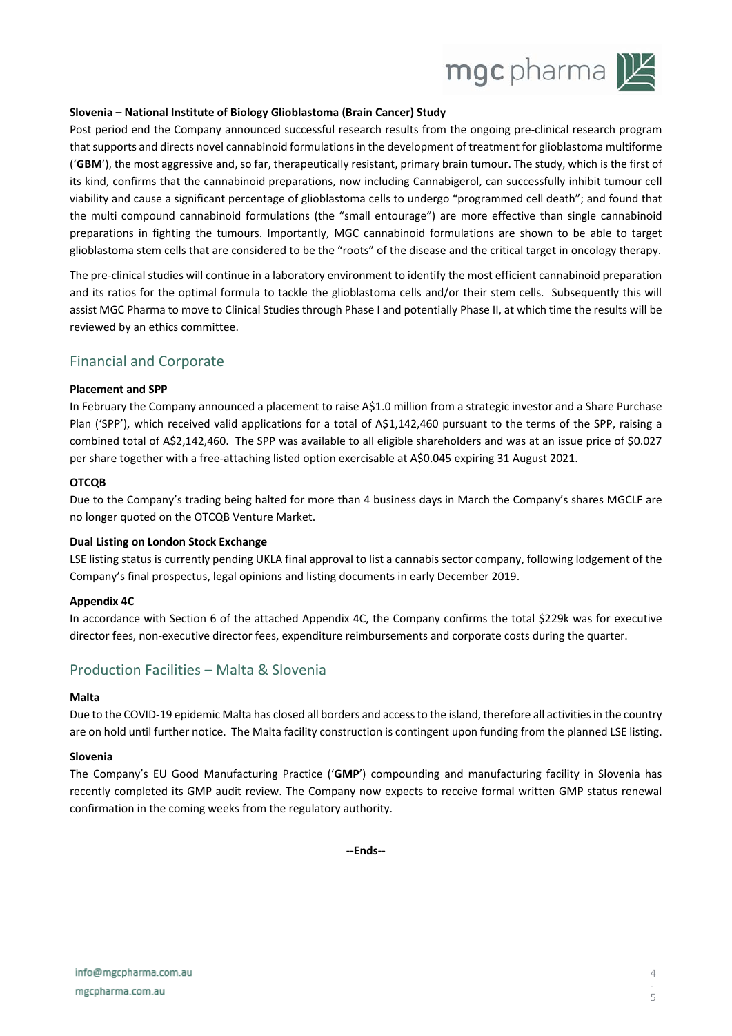**Slovenia – National Institute of Biology Glioblastoma (Brain Cancer) Study**

Post period end the Company announced successful research results from the ongoing pre-clinical research program that supports and directs novel cannabinoid formulations in the development of treatment for glioblastoma multiforme ('**GBM**'), the most aggressive and, so far, therapeutically resistant, primary brain tumour. The study, which is the first of its kind, confirms that the cannabinoid preparations, now including Cannabigerol, can successfully inhibit tumour cell viability and cause a significant percentage of glioblastoma cells to undergo "programmed cell death"; and found that the multi compound cannabinoid formulations (the "small entourage") are more effective than single cannabinoid preparations in fighting the tumours. Importantly, MGC cannabinoid formulations are shown to be able to target glioblastoma stem cells that are considered to be the "roots" of the disease and the critical target in oncology therapy.

The pre-clinical studies will continue in a laboratory environment to identify the most efficient cannabinoid preparation and its ratios for the optimal formula to tackle the glioblastoma cells and/or their stem cells. Subsequently this will assist MGC Pharma to move to Clinical Studies through Phase I and potentially Phase II, at which time the results will be reviewed by an ethics committee.

## Financial and Corporate

**Placement and SPP**

In February the Company announced a placement to raise A$1.0 million from a strategic investor and a Share Purchase Plan ('SPP'), which received valid applications for a total of A$1,142,460 pursuant to the terms of the SPP, raising a combined total of A$2,142,460. The SPP was available to all eligible shareholders and was at an issue price of $0.027 per share together with a free-attaching listed option exercisable at A$0.045 expiring 31 August 2021.

**OTCQB**

Due to the Company's trading being halted for more than 4 business days in March the Company's shares MGCLF are no longer quoted on the OTCQB Venture Market.

**Dual Listing on London Stock Exchange**

LSE listing status is currently pending UKLA final approval to list a cannabis sector company, following lodgement of the Company's final prospectus, legal opinions and listing documents in early December 2019.

**Appendix 4C**

In accordance with Section 6 of the attached Appendix 4C, the Company confirms the total $229k was for executive director fees, non-executive director fees, expenditure reimbursements and corporate costs during the quarter.

## Production Facilities – Malta & Slovenia

**Malta**

Due to the COVID-19 epidemic Malta has closed all borders and access to the island, therefore all activities in the country are on hold until further notice. The Malta facility construction is contingent upon funding from the planned LSE listing.

**Slovenia**

The Company's EU Good Manufacturing Practice ('**GMP**') compounding and manufacturing facility in Slovenia has recently completed its GMP audit review. The Company now expects to receive formal written GMP status renewal confirmation in the coming weeks from the regulatory authority.

**--Ends--**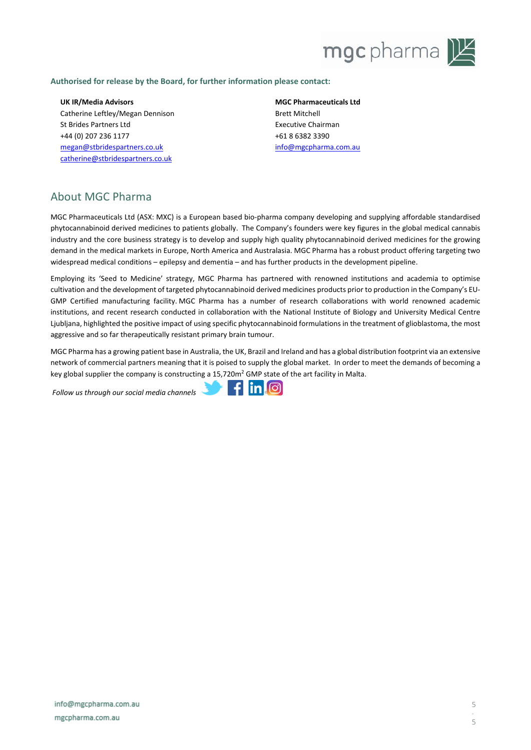**Authorised for release by the Board, for further information please contact:**

**UK IR/Media Advisors**
Catherine Leftley/Megan Dennison
St Brides Partners Ltd
+44 (0) 207 236 1177
megan@stbridespartners.co.uk
catherine@stbridespartners.co.uk

**MGC Pharmaceuticals Ltd**
Brett Mitchell
Executive Chairman
+61 8 6382 3390
info@mgcpharma.com.au

## About MGC Pharma

MGC Pharmaceuticals Ltd (ASX: MXC) is a European based bio-pharma company developing and supplying affordable standardised phytocannabinoid derived medicines to patients globally. The Company's founders were key figures in the global medical cannabis industry and the core business strategy is to develop and supply high quality phytocannabinoid derived medicines for the growing demand in the medical markets in Europe, North America and Australasia. MGC Pharma has a robust product offering targeting two widespread medical conditions – epilepsy and dementia – and has further products in the development pipeline.

Employing its 'Seed to Medicine' strategy, MGC Pharma has partnered with renowned institutions and academia to optimise cultivation and the development of targeted phytocannabinoid derived medicines products prior to production in the Company's EU-GMP Certified manufacturing facility. MGC Pharma has a number of research collaborations with world renowned academic institutions, and recent research conducted in collaboration with the National Institute of Biology and University Medical Centre Ljubljana, highlighted the positive impact of using specific phytocannabinoid formulations in the treatment of glioblastoma, the most aggressive and so far therapeutically resistant primary brain tumour.

MGC Pharma has a growing patient base in Australia, the UK, Brazil and Ireland and has a global distribution footprint via an extensive network of commercial partners meaning that it is poised to supply the global market. In order to meet the demands of becoming a key global supplier the company is constructing a 15,720m$^2$ GMP state of the art facility in Malta.

*Follow us through our social media channels*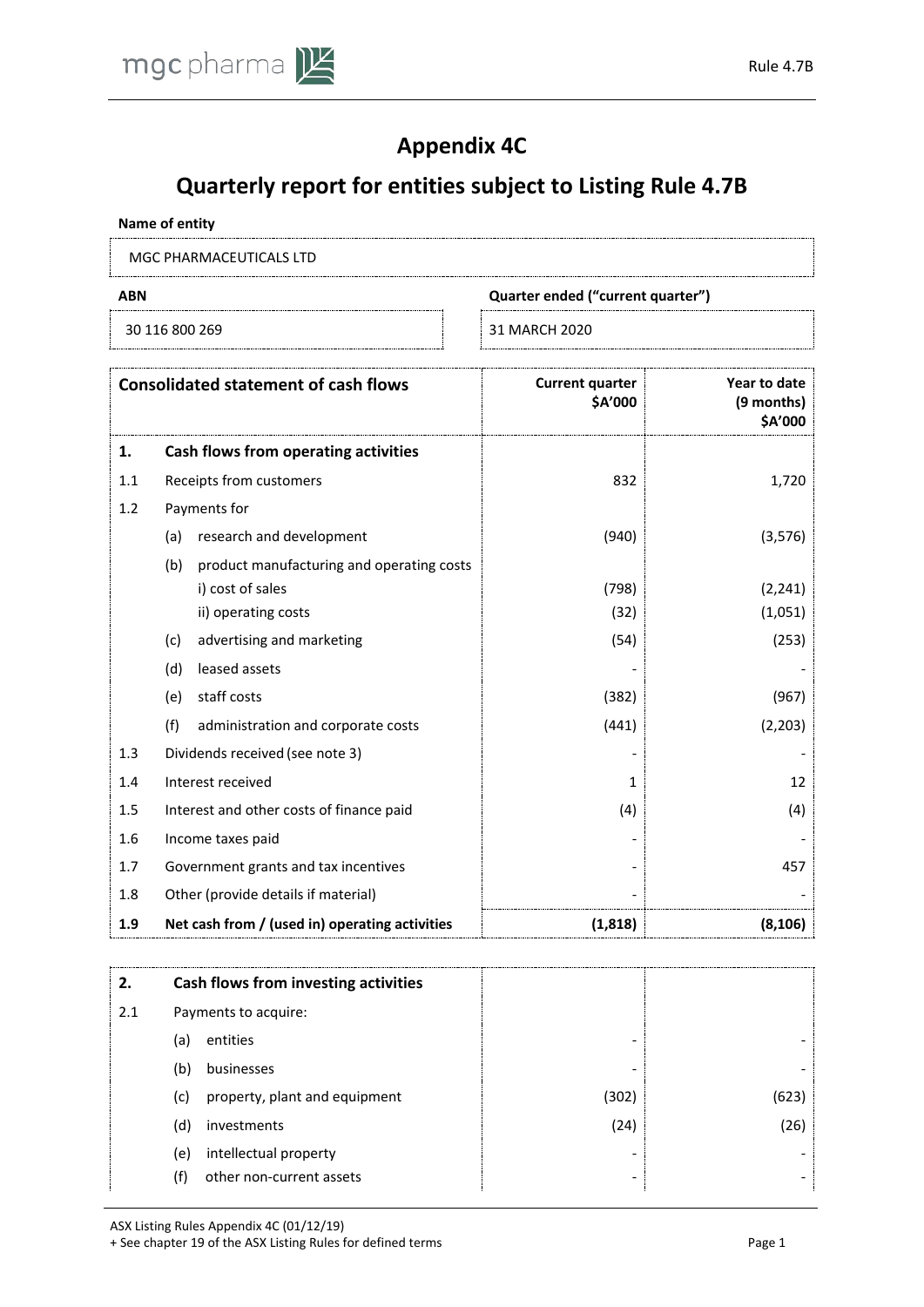# Appendix 4C

# Quarterly report for entities subject to Listing Rule 4.7B

**Name of entity**

MGC PHARMACEUTICALS LTD

| ABN | Quarter ended ("current quarter") |
|---|---|
| 30 116 800 269 | 31 MARCH 2020 |

| Consolidated statement of cash flows | | Current quarter $A'000 | Year to date (9 months) $A'000 |
|---|---|---|---|
| **1.** | **Cash flows from operating activities** | | |
| 1.1 | Receipts from customers | 832 | 1,720 |
| 1.2 | Payments for | | |
| | (a) research and development | (940) | (3,576) |
| | (b) product manufacturing and operating costs | | |
| | i) cost of sales | (798) | (2,241) |
| | ii) operating costs | (32) | (1,051) |
| | (c) advertising and marketing | (54) | (253) |
| | (d) leased assets | - | - |
| | (e) staff costs | (382) | (967) |
| | (f) administration and corporate costs | (441) | (2,203) |
| 1.3 | Dividends received (see note 3) | - | - |
| 1.4 | Interest received | 1 | 12 |
| 1.5 | Interest and other costs of finance paid | (4) | (4) |
| 1.6 | Income taxes paid | - | - |
| 1.7 | Government grants and tax incentives | - | 457 |
| 1.8 | Other (provide details if material) | - | - |
| **1.9** | **Net cash from / (used in) operating activities** | **(1,818)** | **(8,106)** |

| | | | |
|---|---|---|---|
| **2.** | **Cash flows from investing activities** | | |
| 2.1 | Payments to acquire: | | |
| | (a) entities | - | - |
| | (b) businesses | - | - |
| | (c) property, plant and equipment | (302) | (623) |
| | (d) investments | (24) | (26) |
| | (e) intellectual property | - | - |
| | (f) other non-current assets | - | - |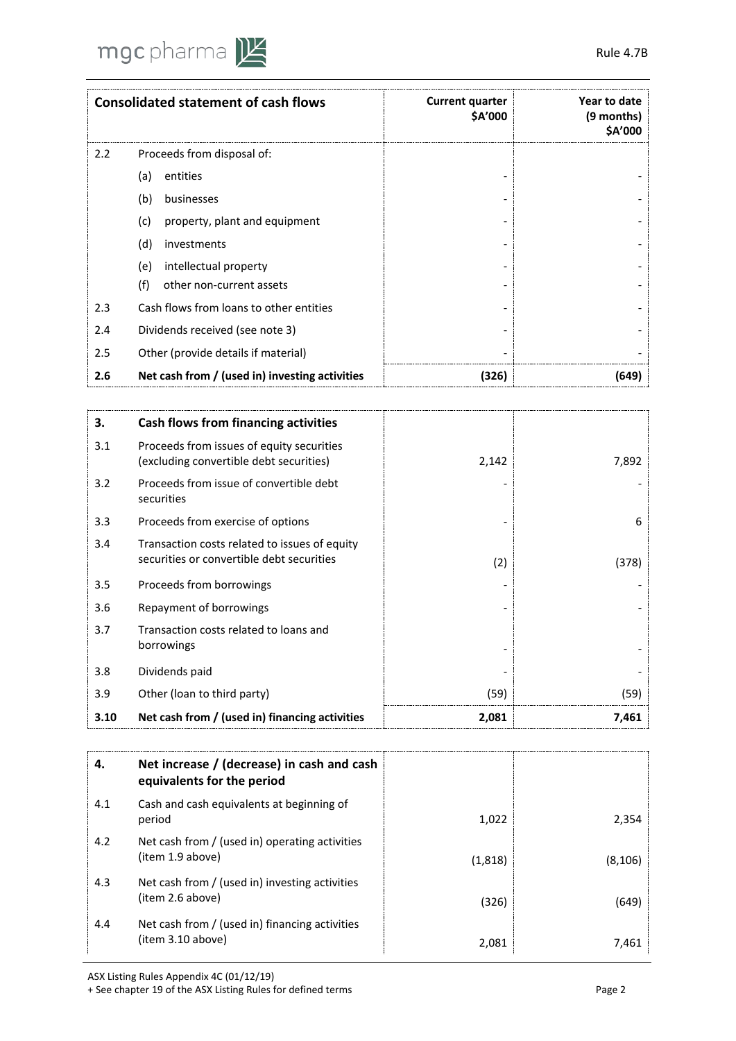| Consolidated statement of cash flows | | Current quarter $A'000 | Year to date (9 months) $A'000 |
|---|---|---|---|
| 2.2 | Proceeds from disposal of: | | |
| | (a) entities | - | - |
| | (b) businesses | - | - |
| | (c) property, plant and equipment | - | - |
| | (d) investments | - | - |
| | (e) intellectual property | - | - |
| | (f) other non-current assets | - | - |
| 2.3 | Cash flows from loans to other entities | - | - |
| 2.4 | Dividends received (see note 3) | - | - |
| 2.5 | Other (provide details if material) | - | - |
| **2.6** | **Net cash from / (used in) investing activities** | **(326)** | **(649)** |

| **3.** | **Cash flows from financing activities** | | |
|---|---|---|---|
| 3.1 | Proceeds from issues of equity securities (excluding convertible debt securities) | 2,142 | 7,892 |
| 3.2 | Proceeds from issue of convertible debt securities | - | - |
| 3.3 | Proceeds from exercise of options | - | 6 |
| 3.4 | Transaction costs related to issues of equity securities or convertible debt securities | (2) | (378) |
| 3.5 | Proceeds from borrowings | - | - |
| 3.6 | Repayment of borrowings | - | - |
| 3.7 | Transaction costs related to loans and borrowings | - | - |
| 3.8 | Dividends paid | - | - |
| 3.9 | Other (loan to third party) | (59) | (59) |
| **3.10** | **Net cash from / (used in) financing activities** | **2,081** | **7,461** |

| **4.** | **Net increase / (decrease) in cash and cash equivalents for the period** | | |
|---|---|---|---|
| 4.1 | Cash and cash equivalents at beginning of period | 1,022 | 2,354 |
| 4.2 | Net cash from / (used in) operating activities (item 1.9 above) | (1,818) | (8,106) |
| 4.3 | Net cash from / (used in) investing activities (item 2.6 above) | (326) | (649) |
| 4.4 | Net cash from / (used in) financing activities (item 3.10 above) | 2,081 | 7,461 |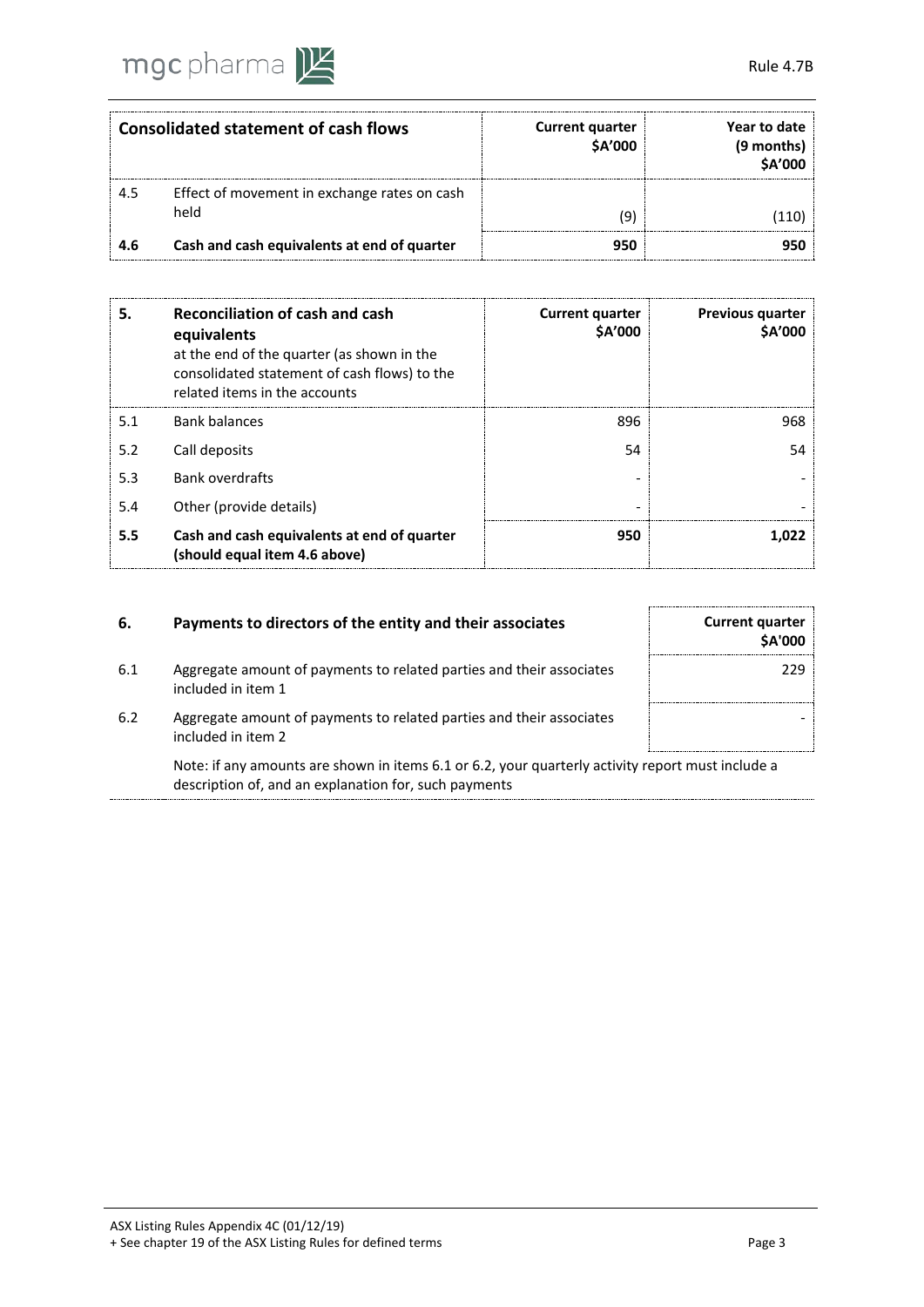| Consolidated statement of cash flows | | Current quarter $A'000 | Year to date (9 months) $A'000 |
|---|---|---|---|
| 4.5 | Effect of movement in exchange rates on cash held | (9) | (110) |
| **4.6** | **Cash and cash equivalents at end of quarter** | **950** | **950** |

| **5.** | **Reconciliation of cash and cash equivalents** at the end of the quarter (as shown in the consolidated statement of cash flows) to the related items in the accounts | **Current quarter $A'000** | **Previous quarter $A'000** |
|---|---|---|---|
| 5.1 | Bank balances | 896 | 968 |
| 5.2 | Call deposits | 54 | 54 |
| 5.3 | Bank overdrafts | - | - |
| 5.4 | Other (provide details) | - | - |
| **5.5** | **Cash and cash equivalents at end of quarter (should equal item 4.6 above)** | **950** | **1,022** |

| **6.** | **Payments to directors of the entity and their associates** | **Current quarter $A'000** |
|---|---|---|
| 6.1 | Aggregate amount of payments to related parties and their associates included in item 1 | 229 |
| 6.2 | Aggregate amount of payments to related parties and their associates included in item 2 | - |

Note: if any amounts are shown in items 6.1 or 6.2, your quarterly activity report must include a description of, and an explanation for, such payments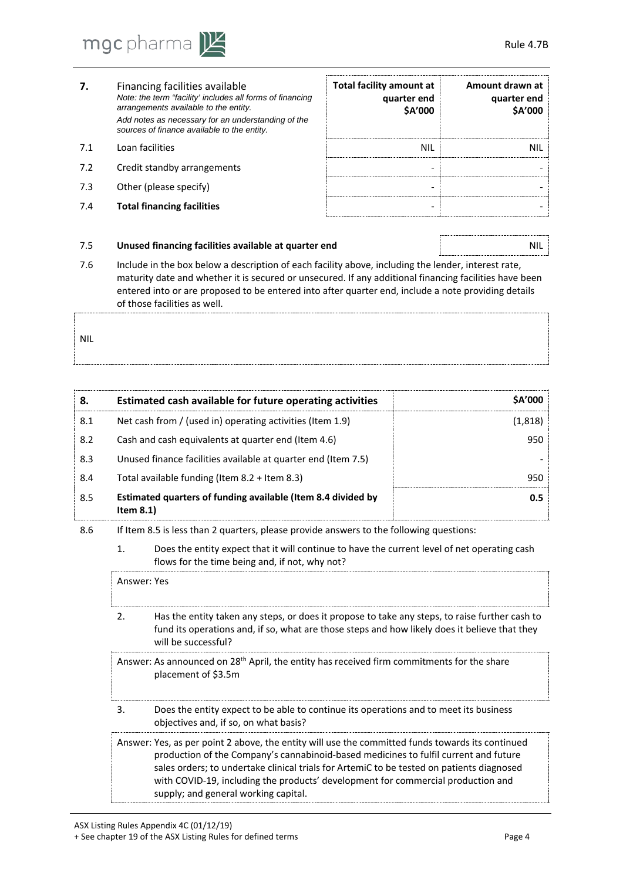| 7. | Financing facilities available<br>*Note: the term "facility' includes all forms of financing arrangements available to the entity.*<br>*Add notes as necessary for an understanding of the sources of finance available to the entity.* | Total facility amount at quarter end<br>$A'000 | Amount drawn at quarter end<br>$A'000 |
|---|---|---|---|
| 7.1 | Loan facilities | NIL | NIL |
| 7.2 | Credit standby arrangements | - | - |
| 7.3 | Other (please specify) | - | - |
| 7.4 | **Total financing facilities** | - | - |

| 7.5 | **Unused financing facilities available at quarter end** | NIL |
|---|---|---|

7.6 Include in the box below a description of each facility above, including the lender, interest rate, maturity date and whether it is secured or unsecured. If any additional financing facilities have been entered into or are proposed to be entered into after quarter end, include a note providing details of those facilities as well.

NIL

| 8. | Estimated cash available for future operating activities | $A'000 |
|---|---|---|
| 8.1 | Net cash from / (used in) operating activities (Item 1.9) | (1,818) |
| 8.2 | Cash and cash equivalents at quarter end (Item 4.6) | 950 |
| 8.3 | Unused finance facilities available at quarter end (Item 7.5) | - |
| 8.4 | Total available funding (Item 8.2 + Item 8.3) | 950 |
| 8.5 | **Estimated quarters of funding available (Item 8.4 divided by Item 8.1)** | **0.5** |

8.6 If Item 8.5 is less than 2 quarters, please provide answers to the following questions:

1. Does the entity expect that it will continue to have the current level of net operating cash flows for the time being and, if not, why not?

   Answer: Yes

2. Has the entity taken any steps, or does it propose to take any steps, to raise further cash to fund its operations and, if so, what are those steps and how likely does it believe that they will be successful?

   Answer: As announced on 28th April, the entity has received firm commitments for the share placement of $3.5m

3. Does the entity expect to be able to continue its operations and to meet its business objectives and, if so, on what basis?

   Answer: Yes, as per point 2 above, the entity will use the committed funds towards its continued production of the Company's cannabinoid-based medicines to fulfil current and future sales orders; to undertake clinical trials for ArtemiC to be tested on patients diagnosed with COVID-19, including the products' development for commercial production and supply; and general working capital.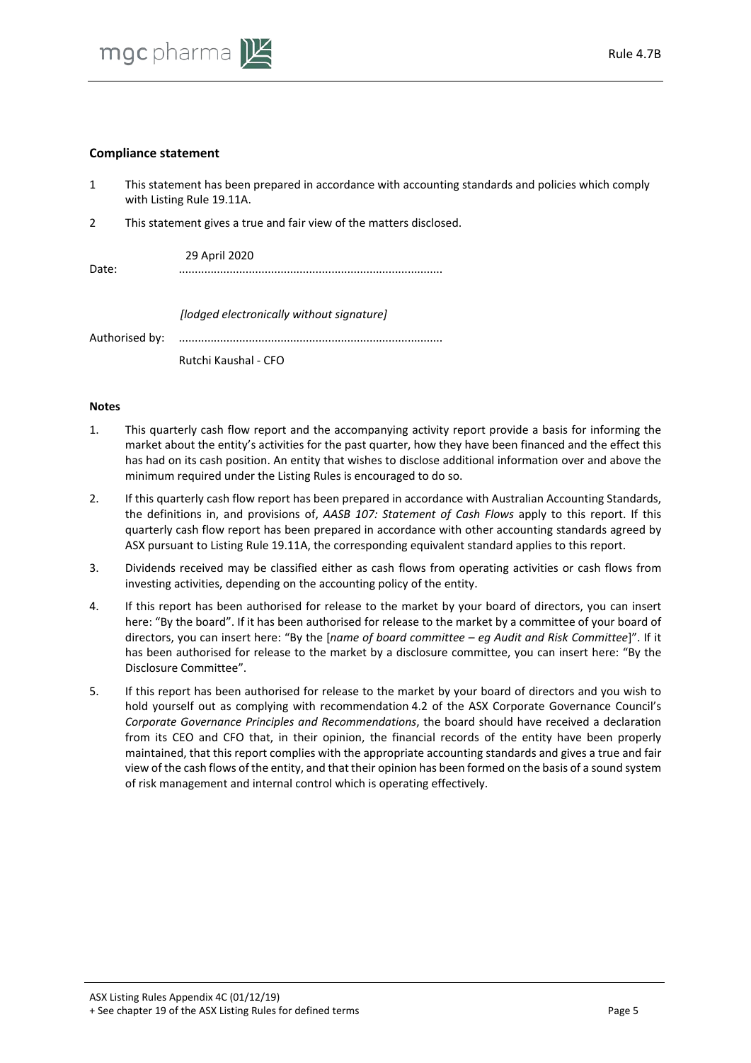## Compliance statement

1 This statement has been prepared in accordance with accounting standards and policies which comply with Listing Rule 19.11A.

2 This statement gives a true and fair view of the matters disclosed.

Date: 29 April 2020

Authorised by: *[lodged electronically without signature]*

Rutchi Kaushal - CFO

## Notes

1. This quarterly cash flow report and the accompanying activity report provide a basis for informing the market about the entity's activities for the past quarter, how they have been financed and the effect this has had on its cash position. An entity that wishes to disclose additional information over and above the minimum required under the Listing Rules is encouraged to do so.
2. If this quarterly cash flow report has been prepared in accordance with Australian Accounting Standards, the definitions in, and provisions of, *AASB 107: Statement of Cash Flows* apply to this report. If this quarterly cash flow report has been prepared in accordance with other accounting standards agreed by ASX pursuant to Listing Rule 19.11A, the corresponding equivalent standard applies to this report.
3. Dividends received may be classified either as cash flows from operating activities or cash flows from investing activities, depending on the accounting policy of the entity.
4. If this report has been authorised for release to the market by your board of directors, you can insert here: "By the board". If it has been authorised for release to the market by a committee of your board of directors, you can insert here: "By the [*name of board committee – eg Audit and Risk Committee*]". If it has been authorised for release to the market by a disclosure committee, you can insert here: "By the Disclosure Committee".
5. If this report has been authorised for release to the market by your board of directors and you wish to hold yourself out as complying with recommendation 4.2 of the ASX Corporate Governance Council's *Corporate Governance Principles and Recommendations*, the board should have received a declaration from its CEO and CFO that, in their opinion, the financial records of the entity have been properly maintained, that this report complies with the appropriate accounting standards and gives a true and fair view of the cash flows of the entity, and that their opinion has been formed on the basis of a sound system of risk management and internal control which is operating effectively.